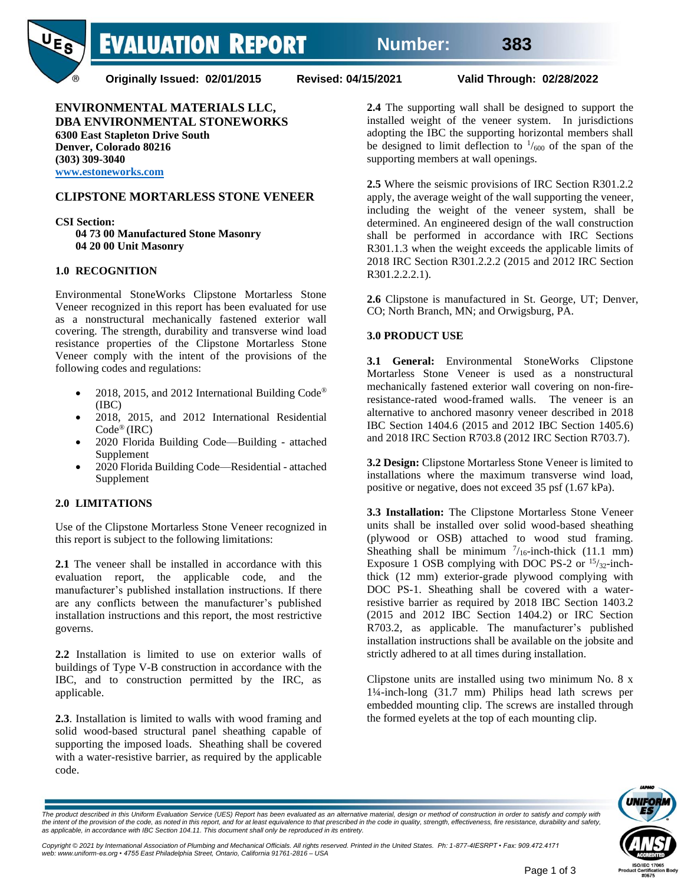# EVALUATION REPORT

**Number: 383**

**Originally Issued: 02/01/2015 Revised: 04/15/2021 Valid Through: 02/28/2022**

**ENVIRONMENTAL MATERIALS LLC,**
**DBA ENVIRONMENTAL STONEWORKS**
**6300 East Stapleton Drive South**
**Denver, Colorado 80216**
**(303) 309-3040**
**www.estoneworks.com**

## CLIPSTONE MORTARLESS STONE VENEER

**CSI Section:**
**04 73 00 Manufactured Stone Masonry**
**04 20 00 Unit Masonry**

### 1.0 RECOGNITION

Environmental StoneWorks Clipstone Mortarless Stone Veneer recognized in this report has been evaluated for use as a nonstructural mechanically fastened exterior wall covering. The strength, durability and transverse wind load resistance properties of the Clipstone Mortarless Stone Veneer comply with the intent of the provisions of the following codes and regulations:

- 2018, 2015, and 2012 International Building Code® (IBC)
- 2018, 2015, and 2012 International Residential Code® (IRC)
- 2020 Florida Building Code—Building - attached Supplement
- 2020 Florida Building Code—Residential - attached Supplement

### 2.0 LIMITATIONS

Use of the Clipstone Mortarless Stone Veneer recognized in this report is subject to the following limitations:

**2.1** The veneer shall be installed in accordance with this evaluation report, the applicable code, and the manufacturer's published installation instructions. If there are any conflicts between the manufacturer's published installation instructions and this report, the most restrictive governs.

**2.2** Installation is limited to use on exterior walls of buildings of Type V-B construction in accordance with the IBC, and to construction permitted by the IRC, as applicable.

**2.3**. Installation is limited to walls with wood framing and solid wood-based structural panel sheathing capable of supporting the imposed loads. Sheathing shall be covered with a water-resistive barrier, as required by the applicable code.

**2.4** The supporting wall shall be designed to support the installed weight of the veneer system. In jurisdictions adopting the IBC the supporting horizontal members shall be designed to limit deflection to $^{1}/_{600}$ of the span of the supporting members at wall openings.

**2.5** Where the seismic provisions of IRC Section R301.2.2 apply, the average weight of the wall supporting the veneer, including the weight of the veneer system, shall be determined. An engineered design of the wall construction shall be performed in accordance with IRC Sections R301.1.3 when the weight exceeds the applicable limits of 2018 IRC Section R301.2.2.2 (2015 and 2012 IRC Section R301.2.2.2.1).

**2.6** Clipstone is manufactured in St. George, UT; Denver, CO; North Branch, MN; and Orwigsburg, PA.

### 3.0 PRODUCT USE

**3.1 General:** Environmental StoneWorks Clipstone Mortarless Stone Veneer is used as a nonstructural mechanically fastened exterior wall covering on non-fire-resistance-rated wood-framed walls. The veneer is an alternative to anchored masonry veneer described in 2018 IBC Section 1404.6 (2015 and 2012 IBC Section 1405.6) and 2018 IRC Section R703.8 (2012 IRC Section R703.7).

**3.2 Design:** Clipstone Mortarless Stone Veneer is limited to installations where the maximum transverse wind load, positive or negative, does not exceed 35 psf (1.67 kPa).

**3.3 Installation:** The Clipstone Mortarless Stone Veneer units shall be installed over solid wood-based sheathing (plywood or OSB) attached to wood stud framing. Sheathing shall be minimum $^{7}/_{16}$-inch-thick (11.1 mm) Exposure 1 OSB complying with DOC PS-2 or $^{15}/_{32}$-inch-thick (12 mm) exterior-grade plywood complying with DOC PS-1. Sheathing shall be covered with a water-resistive barrier as required by 2018 IBC Section 1403.2 (2015 and 2012 IBC Section 1404.2) or IRC Section R703.2, as applicable. The manufacturer's published installation instructions shall be available on the jobsite and strictly adhered to at all times during installation.

Clipstone units are installed using two minimum No. 8 x 1¼-inch-long (31.7 mm) Philips head lath screws per embedded mounting clip. The screws are installed through the formed eyelets at the top of each mounting clip.

*The product described in this Uniform Evaluation Service (UES) Report has been evaluated as an alternative material, design or method of construction in order to satisfy and comply with the intent of the provision of the code, as noted in this report, and for at least equivalence to that prescribed in the code in quality, strength, effectiveness, fire resistance, durability and safety, as applicable, in accordance with IBC Section 104.11. This document shall only be reproduced in its entirety.*

*Copyright © 2021 by International Association of Plumbing and Mechanical Officials. All rights reserved. Printed in the United States. Ph: 1-877-4IESRPT • Fax: 909.472.4171 web: www.uniform-es.org • 4755 East Philadelphia Street, Ontario, California 91761-2816 – USA*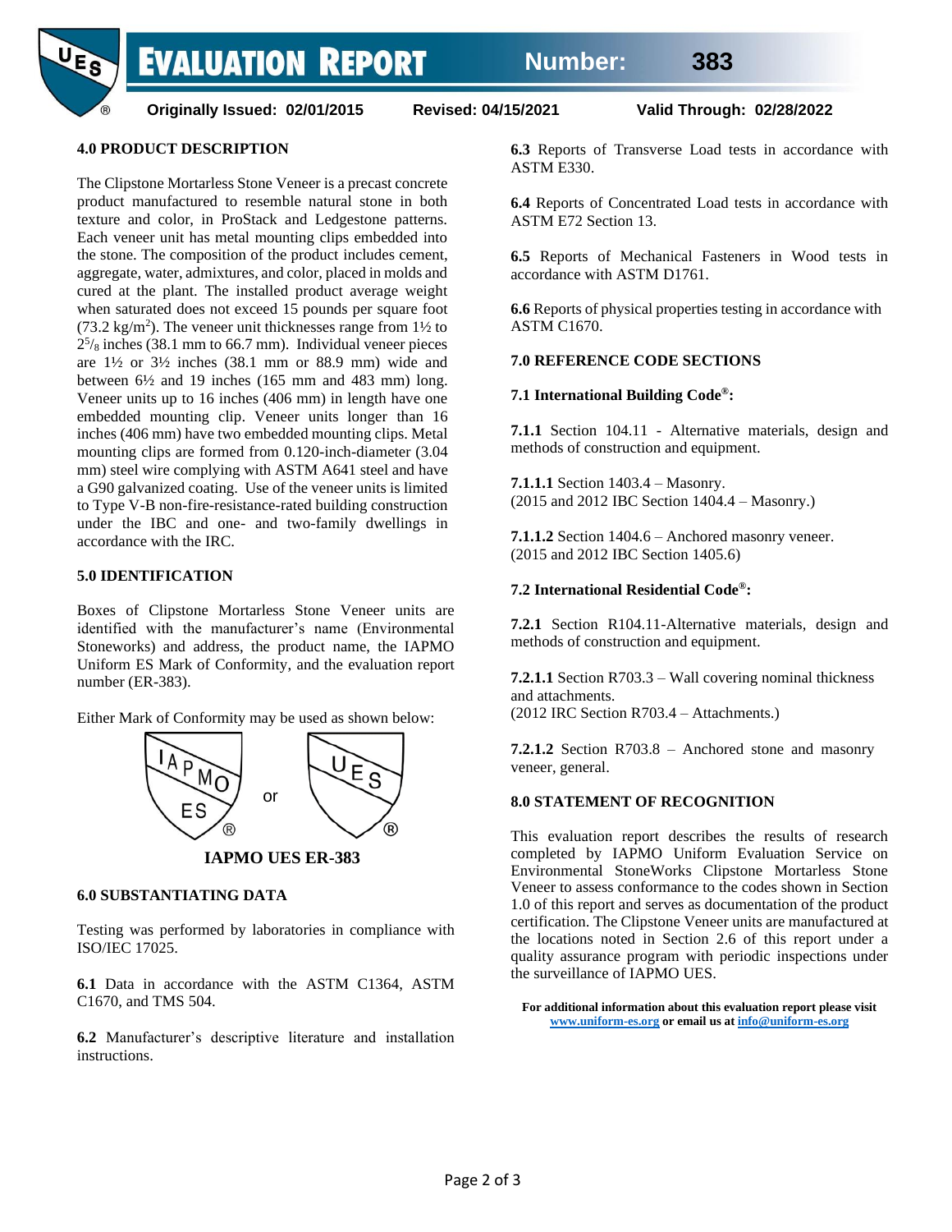## 4.0 PRODUCT DESCRIPTION

The Clipstone Mortarless Stone Veneer is a precast concrete product manufactured to resemble natural stone in both texture and color, in ProStack and Ledgestone patterns. Each veneer unit has metal mounting clips embedded into the stone. The composition of the product includes cement, aggregate, water, admixtures, and color, placed in molds and cured at the plant. The installed product average weight when saturated does not exceed 15 pounds per square foot (73.2 kg/m$^2$). The veneer unit thicknesses range from 1½ to 2$^5/_8$ inches (38.1 mm to 66.7 mm). Individual veneer pieces are 1½ or 3½ inches (38.1 mm or 88.9 mm) wide and between 6½ and 19 inches (165 mm and 483 mm) long. Veneer units up to 16 inches (406 mm) in length have one embedded mounting clip. Veneer units longer than 16 inches (406 mm) have two embedded mounting clips. Metal mounting clips are formed from 0.120-inch-diameter (3.04 mm) steel wire complying with ASTM A641 steel and have a G90 galvanized coating. Use of the veneer units is limited to Type V-B non-fire-resistance-rated building construction under the IBC and one- and two-family dwellings in accordance with the IRC.

## 5.0 IDENTIFICATION

Boxes of Clipstone Mortarless Stone Veneer units are identified with the manufacturer's name (Environmental Stoneworks) and address, the product name, the IAPMO Uniform ES Mark of Conformity, and the evaluation report number (ER-383).

Either Mark of Conformity may be used as shown below:

IAPMO ES or UES

**IAPMO UES ER-383**

## 6.0 SUBSTANTIATING DATA

Testing was performed by laboratories in compliance with ISO/IEC 17025.

**6.1** Data in accordance with the ASTM C1364, ASTM C1670, and TMS 504.

**6.2** Manufacturer's descriptive literature and installation instructions.

**6.3** Reports of Transverse Load tests in accordance with ASTM E330.

**6.4** Reports of Concentrated Load tests in accordance with ASTM E72 Section 13.

**6.5** Reports of Mechanical Fasteners in Wood tests in accordance with ASTM D1761.

**6.6** Reports of physical properties testing in accordance with ASTM C1670.

## 7.0 REFERENCE CODE SECTIONS

### 7.1 International Building Code®:

**7.1.1** Section 104.11 - Alternative materials, design and methods of construction and equipment.

**7.1.1.1** Section 1403.4 – Masonry.
(2015 and 2012 IBC Section 1404.4 – Masonry.)

**7.1.1.2** Section 1404.6 – Anchored masonry veneer.
(2015 and 2012 IBC Section 1405.6)

### 7.2 International Residential Code®:

**7.2.1** Section R104.11-Alternative materials, design and methods of construction and equipment.

**7.2.1.1** Section R703.3 – Wall covering nominal thickness and attachments.
(2012 IRC Section R703.4 – Attachments.)

**7.2.1.2** Section R703.8 – Anchored stone and masonry veneer, general.

## 8.0 STATEMENT OF RECOGNITION

This evaluation report describes the results of research completed by IAPMO Uniform Evaluation Service on Environmental StoneWorks Clipstone Mortarless Stone Veneer to assess conformance to the codes shown in Section 1.0 of this report and serves as documentation of the product certification. The Clipstone Veneer units are manufactured at the locations noted in Section 2.6 of this report under a quality assurance program with periodic inspections under the surveillance of IAPMO UES.

**For additional information about this evaluation report please visit [www.uniform-es.org](http://www.uniform-es.org) or email us at [info@uniform-es.org](mailto:info@uniform-es.org)**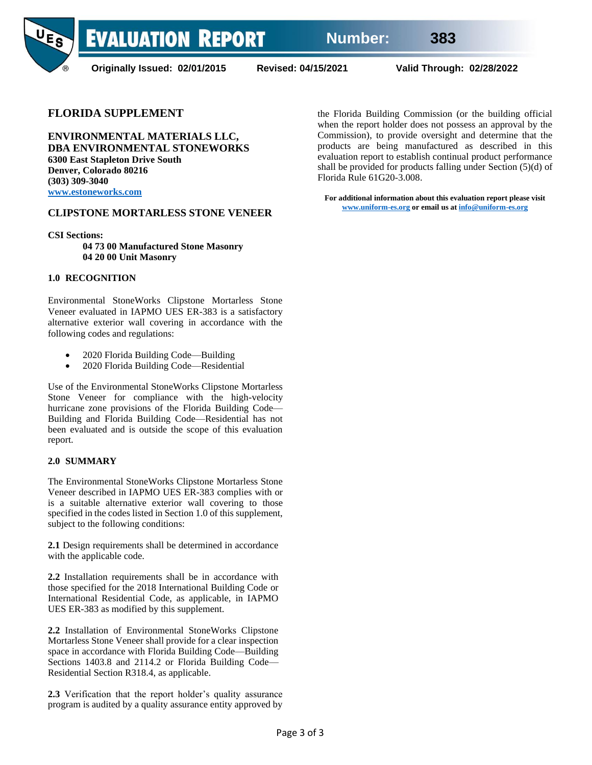# EVALUATION REPORT

**Number: 383**

**Originally Issued: 02/01/2015 Revised: 04/15/2021 Valid Through: 02/28/2022**

## FLORIDA SUPPLEMENT

**ENVIRONMENTAL MATERIALS LLC,**
**DBA ENVIRONMENTAL STONEWORKS**
**6300 East Stapleton Drive South**
**Denver, Colorado 80216**
**(303) 309-3040**
**[www.estoneworks.com](http://www.estoneworks.com)**

## CLIPSTONE MORTARLESS STONE VENEER

**CSI Sections:**

**04 73 00 Manufactured Stone Masonry**
**04 20 00 Unit Masonry**

### 1.0 RECOGNITION

Environmental StoneWorks Clipstone Mortarless Stone Veneer evaluated in IAPMO UES ER-383 is a satisfactory alternative exterior wall covering in accordance with the following codes and regulations:

- 2020 Florida Building Code—Building
- 2020 Florida Building Code—Residential

Use of the Environmental StoneWorks Clipstone Mortarless Stone Veneer for compliance with the high-velocity hurricane zone provisions of the Florida Building Code—Building and Florida Building Code—Residential has not been evaluated and is outside the scope of this evaluation report.

### 2.0 SUMMARY

The Environmental StoneWorks Clipstone Mortarless Stone Veneer described in IAPMO UES ER-383 complies with or is a suitable alternative exterior wall covering to those specified in the codes listed in Section 1.0 of this supplement, subject to the following conditions:

**2.1** Design requirements shall be determined in accordance with the applicable code.

**2.2** Installation requirements shall be in accordance with those specified for the 2018 International Building Code or International Residential Code, as applicable, in IAPMO UES ER-383 as modified by this supplement.

**2.2** Installation of Environmental StoneWorks Clipstone Mortarless Stone Veneer shall provide for a clear inspection space in accordance with Florida Building Code—Building Sections 1403.8 and 2114.2 or Florida Building Code—Residential Section R318.4, as applicable.

**2.3** Verification that the report holder's quality assurance program is audited by a quality assurance entity approved by the Florida Building Commission (or the building official when the report holder does not possess an approval by the Commission), to provide oversight and determine that the products are being manufactured as described in this evaluation report to establish continual product performance shall be provided for products falling under Section (5)(d) of Florida Rule 61G20-3.008.

**For additional information about this evaluation report please visit [www.uniform-es.org](http://www.uniform-es.org) or email us at [info@uniform-es.org](mailto:info@uniform-es.org)**